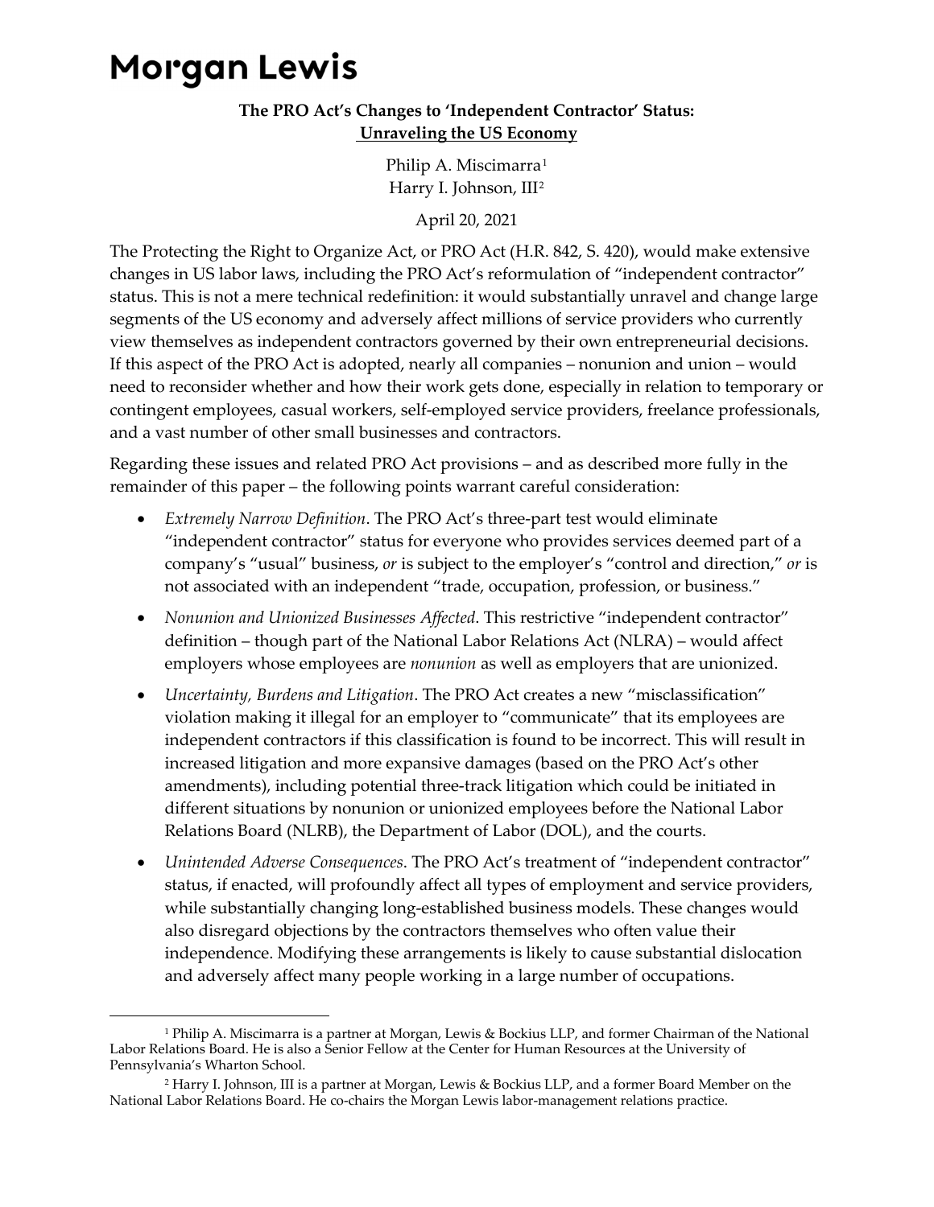# Morgan Lewis

**The PRO Act's Changes to 'Independent Contractor' Status:**
**Unraveling the US Economy**

Philip A. Miscimarra[1]
Harry I. Johnson, III[2]

April 20, 2021

The Protecting the Right to Organize Act, or PRO Act (H.R. 842, S. 420), would make extensive changes in US labor laws, including the PRO Act's reformulation of "independent contractor" status. This is not a mere technical redefinition: it would substantially unravel and change large segments of the US economy and adversely affect millions of service providers who currently view themselves as independent contractors governed by their own entrepreneurial decisions. If this aspect of the PRO Act is adopted, nearly all companies – nonunion and union – would need to reconsider whether and how their work gets done, especially in relation to temporary or contingent employees, casual workers, self-employed service providers, freelance professionals, and a vast number of other small businesses and contractors.

Regarding these issues and related PRO Act provisions – and as described more fully in the remainder of this paper – the following points warrant careful consideration:

- *Extremely Narrow Definition*. The PRO Act's three-part test would eliminate "independent contractor" status for everyone who provides services deemed part of a company's "usual" business, *or* is subject to the employer's "control and direction," *or* is not associated with an independent "trade, occupation, profession, or business."
- *Nonunion and Unionized Businesses Affected*. This restrictive "independent contractor" definition – though part of the National Labor Relations Act (NLRA) – would affect employers whose employees are *nonunion* as well as employers that are unionized.
- *Uncertainty, Burdens and Litigation*. The PRO Act creates a new "misclassification" violation making it illegal for an employer to "communicate" that its employees are independent contractors if this classification is found to be incorrect. This will result in increased litigation and more expansive damages (based on the PRO Act's other amendments), including potential three-track litigation which could be initiated in different situations by nonunion or unionized employees before the National Labor Relations Board (NLRB), the Department of Labor (DOL), and the courts.
- *Unintended Adverse Consequences*. The PRO Act's treatment of "independent contractor" status, if enacted, will profoundly affect all types of employment and service providers, while substantially changing long-established business models. These changes would also disregard objections by the contractors themselves who often value their independence. Modifying these arrangements is likely to cause substantial dislocation and adversely affect many people working in a large number of occupations.

---

[1] Philip A. Miscimarra is a partner at Morgan, Lewis & Bockius LLP, and former Chairman of the National Labor Relations Board. He is also a Senior Fellow at the Center for Human Resources at the University of Pennsylvania's Wharton School.

[2] Harry I. Johnson, III is a partner at Morgan, Lewis & Bockius LLP, and a former Board Member on the National Labor Relations Board. He co-chairs the Morgan Lewis labor-management relations practice.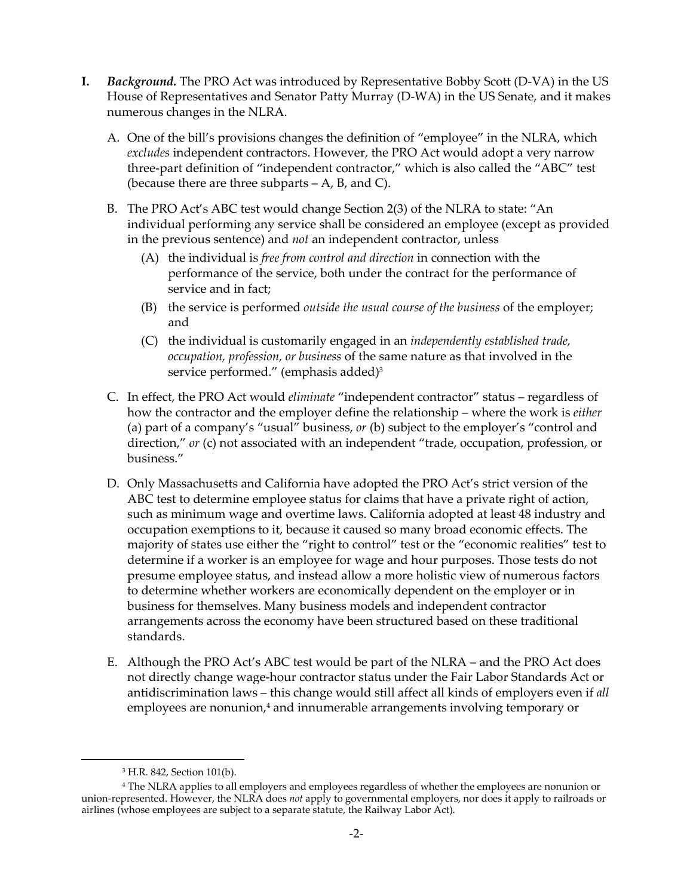**I.** ***Background.*** The PRO Act was introduced by Representative Bobby Scott (D-VA) in the US House of Representatives and Senator Patty Murray (D-WA) in the US Senate, and it makes numerous changes in the NLRA.

A. One of the bill's provisions changes the definition of "employee" in the NLRA, which *excludes* independent contractors. However, the PRO Act would adopt a very narrow three-part definition of "independent contractor," which is also called the "ABC" test (because there are three subparts – A, B, and C).

B. The PRO Act's ABC test would change Section 2(3) of the NLRA to state: "An individual performing any service shall be considered an employee (except as provided in the previous sentence) and *not* an independent contractor, unless

   (A) the individual is *free from control and direction* in connection with the performance of the service, both under the contract for the performance of service and in fact;

   (B) the service is performed *outside the usual course of the business* of the employer; and

   (C) the individual is customarily engaged in an *independently established trade, occupation, profession, or business* of the same nature as that involved in the service performed." (emphasis added)[3]

C. In effect, the PRO Act would *eliminate* "independent contractor" status – regardless of how the contractor and the employer define the relationship – where the work is *either* (a) part of a company's "usual" business, *or* (b) subject to the employer's "control and direction," *or* (c) not associated with an independent "trade, occupation, profession, or business."

D. Only Massachusetts and California have adopted the PRO Act's strict version of the ABC test to determine employee status for claims that have a private right of action, such as minimum wage and overtime laws. California adopted at least 48 industry and occupation exemptions to it, because it caused so many broad economic effects. The majority of states use either the "right to control" test or the "economic realities" test to determine if a worker is an employee for wage and hour purposes. Those tests do not presume employee status, and instead allow a more holistic view of numerous factors to determine whether workers are economically dependent on the employer or in business for themselves. Many business models and independent contractor arrangements across the economy have been structured based on these traditional standards.

E. Although the PRO Act's ABC test would be part of the NLRA – and the PRO Act does not directly change wage-hour contractor status under the Fair Labor Standards Act or antidiscrimination laws – this change would still affect all kinds of employers even if *all* employees are nonunion,[4] and innumerable arrangements involving temporary or

---

[3] H.R. 842, Section 101(b).

[4] The NLRA applies to all employers and employees regardless of whether the employees are nonunion or union-represented. However, the NLRA does *not* apply to governmental employers, nor does it apply to railroads or airlines (whose employees are subject to a separate statute, the Railway Labor Act).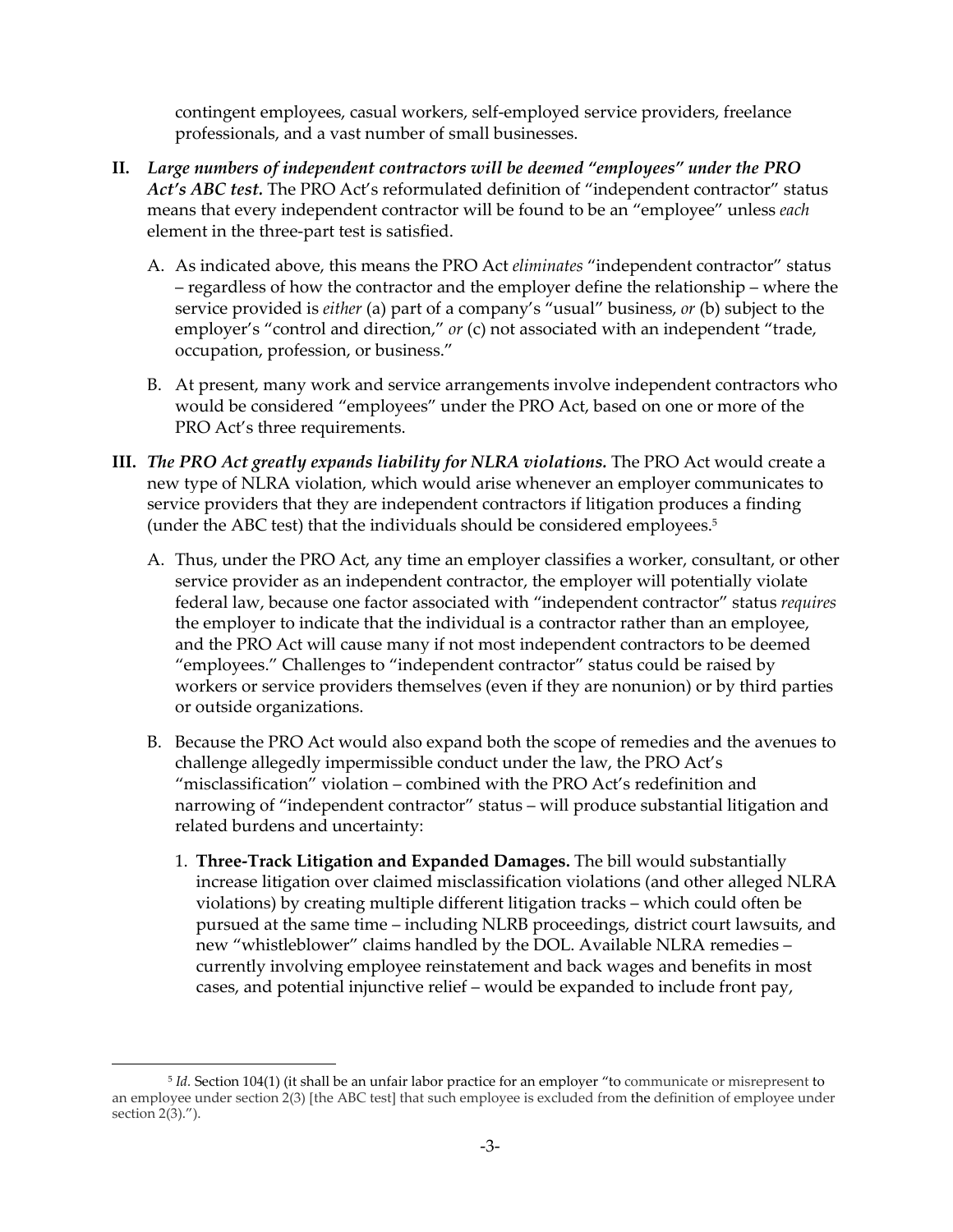contingent employees, casual workers, self-employed service providers, freelance professionals, and a vast number of small businesses.

**II.** ***Large numbers of independent contractors will be deemed "employees" under the PRO Act's ABC test.*** The PRO Act's reformulated definition of "independent contractor" status means that every independent contractor will be found to be an "employee" unless *each* element in the three-part test is satisfied.

A. As indicated above, this means the PRO Act *eliminates* "independent contractor" status – regardless of how the contractor and the employer define the relationship – where the service provided is *either* (a) part of a company's "usual" business, *or* (b) subject to the employer's "control and direction," *or* (c) not associated with an independent "trade, occupation, profession, or business."

B. At present, many work and service arrangements involve independent contractors who would be considered "employees" under the PRO Act, based on one or more of the PRO Act's three requirements.

**III.** ***The PRO Act greatly expands liability for NLRA violations.*** The PRO Act would create a new type of NLRA violation, which would arise whenever an employer communicates to service providers that they are independent contractors if litigation produces a finding (under the ABC test) that the individuals should be considered employees.[5]

A. Thus, under the PRO Act, any time an employer classifies a worker, consultant, or other service provider as an independent contractor, the employer will potentially violate federal law, because one factor associated with "independent contractor" status *requires* the employer to indicate that the individual is a contractor rather than an employee, and the PRO Act will cause many if not most independent contractors to be deemed "employees." Challenges to "independent contractor" status could be raised by workers or service providers themselves (even if they are nonunion) or by third parties or outside organizations.

B. Because the PRO Act would also expand both the scope of remedies and the avenues to challenge allegedly impermissible conduct under the law, the PRO Act's "misclassification" violation – combined with the PRO Act's redefinition and narrowing of "independent contractor" status – will produce substantial litigation and related burdens and uncertainty:

1. **Three-Track Litigation and Expanded Damages.** The bill would substantially increase litigation over claimed misclassification violations (and other alleged NLRA violations) by creating multiple different litigation tracks – which could often be pursued at the same time – including NLRB proceedings, district court lawsuits, and new "whistleblower" claims handled by the DOL. Available NLRA remedies – currently involving employee reinstatement and back wages and benefits in most cases, and potential injunctive relief – would be expanded to include front pay,

---

[5] *Id.* Section 104(1) (it shall be an unfair labor practice for an employer "to communicate or misrepresent to an employee under section 2(3) [the ABC test] that such employee is excluded from the definition of employee under section 2(3).").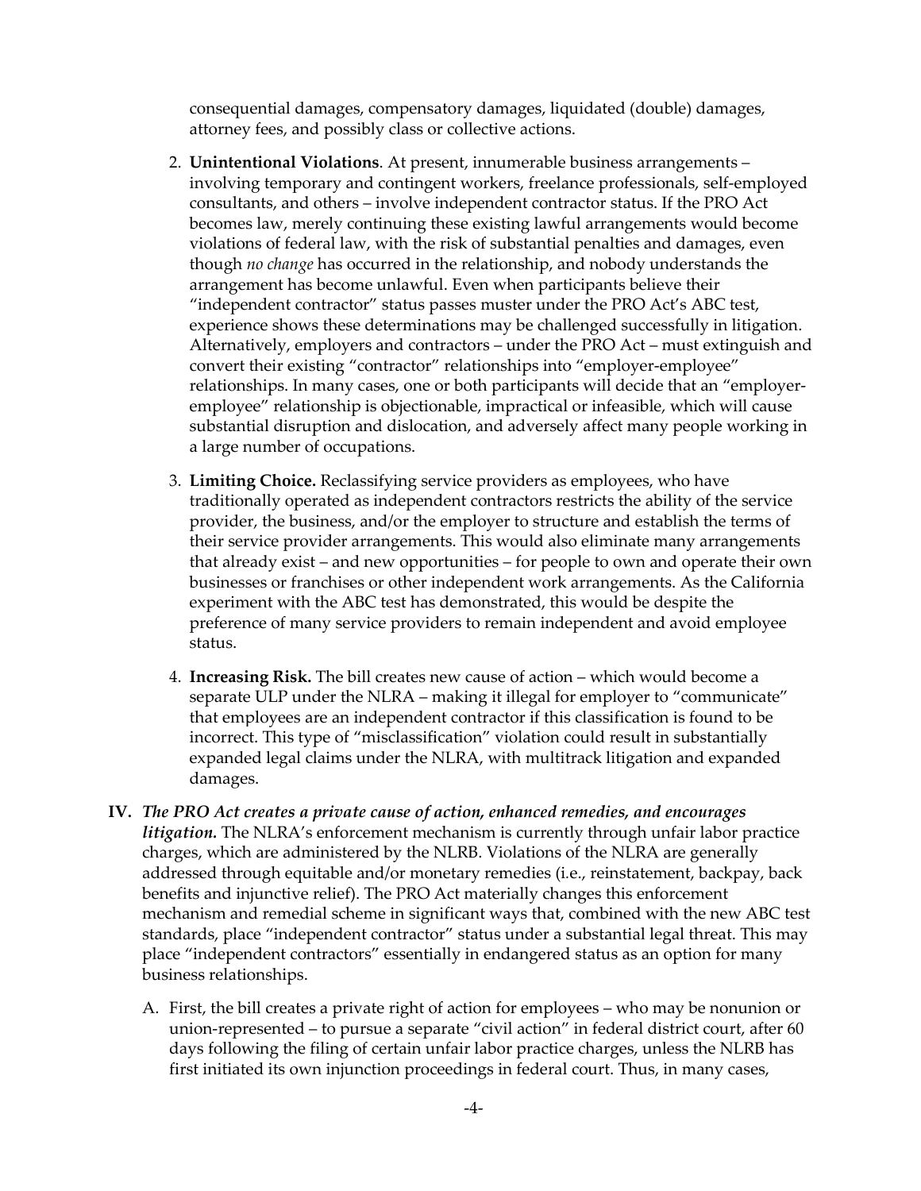consequential damages, compensatory damages, liquidated (double) damages, attorney fees, and possibly class or collective actions.

2. **Unintentional Violations**. At present, innumerable business arrangements – involving temporary and contingent workers, freelance professionals, self-employed consultants, and others – involve independent contractor status. If the PRO Act becomes law, merely continuing these existing lawful arrangements would become violations of federal law, with the risk of substantial penalties and damages, even though *no change* has occurred in the relationship, and nobody understands the arrangement has become unlawful. Even when participants believe their "independent contractor" status passes muster under the PRO Act's ABC test, experience shows these determinations may be challenged successfully in litigation. Alternatively, employers and contractors – under the PRO Act – must extinguish and convert their existing "contractor" relationships into "employer-employee" relationships. In many cases, one or both participants will decide that an "employer-employee" relationship is objectionable, impractical or infeasible, which will cause substantial disruption and dislocation, and adversely affect many people working in a large number of occupations.

3. **Limiting Choice.** Reclassifying service providers as employees, who have traditionally operated as independent contractors restricts the ability of the service provider, the business, and/or the employer to structure and establish the terms of their service provider arrangements. This would also eliminate many arrangements that already exist – and new opportunities – for people to own and operate their own businesses or franchises or other independent work arrangements. As the California experiment with the ABC test has demonstrated, this would be despite the preference of many service providers to remain independent and avoid employee status.

4. **Increasing Risk.** The bill creates new cause of action – which would become a separate ULP under the NLRA – making it illegal for employer to "communicate" that employees are an independent contractor if this classification is found to be incorrect. This type of "misclassification" violation could result in substantially expanded legal claims under the NLRA, with multitrack litigation and expanded damages.

**IV.** ***The PRO Act creates a private cause of action, enhanced remedies, and encourages litigation.*** The NLRA's enforcement mechanism is currently through unfair labor practice charges, which are administered by the NLRB. Violations of the NLRA are generally addressed through equitable and/or monetary remedies (i.e., reinstatement, backpay, back benefits and injunctive relief). The PRO Act materially changes this enforcement mechanism and remedial scheme in significant ways that, combined with the new ABC test standards, place "independent contractor" status under a substantial legal threat. This may place "independent contractors" essentially in endangered status as an option for many business relationships.

A. First, the bill creates a private right of action for employees – who may be nonunion or union-represented – to pursue a separate "civil action" in federal district court, after 60 days following the filing of certain unfair labor practice charges, unless the NLRB has first initiated its own injunction proceedings in federal court. Thus, in many cases,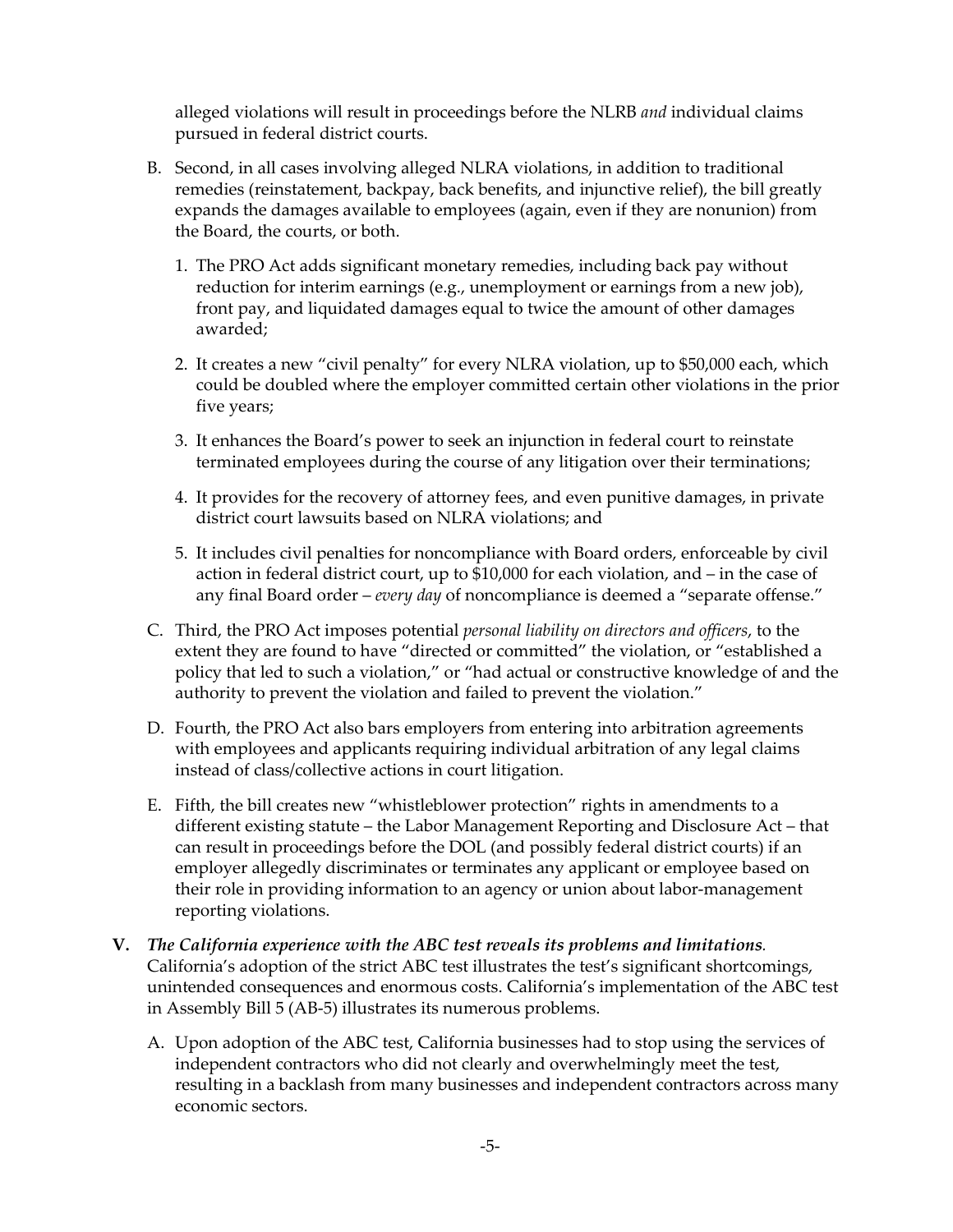alleged violations will result in proceedings before the NLRB *and* individual claims pursued in federal district courts.

B. Second, in all cases involving alleged NLRA violations, in addition to traditional remedies (reinstatement, backpay, back benefits, and injunctive relief), the bill greatly expands the damages available to employees (again, even if they are nonunion) from the Board, the courts, or both.

   1. The PRO Act adds significant monetary remedies, including back pay without reduction for interim earnings (e.g., unemployment or earnings from a new job), front pay, and liquidated damages equal to twice the amount of other damages awarded;

   2. It creates a new "civil penalty" for every NLRA violation, up to $50,000 each, which could be doubled where the employer committed certain other violations in the prior five years;

   3. It enhances the Board's power to seek an injunction in federal court to reinstate terminated employees during the course of any litigation over their terminations;

   4. It provides for the recovery of attorney fees, and even punitive damages, in private district court lawsuits based on NLRA violations; and

   5. It includes civil penalties for noncompliance with Board orders, enforceable by civil action in federal district court, up to $10,000 for each violation, and – in the case of any final Board order – *every day* of noncompliance is deemed a "separate offense."

C. Third, the PRO Act imposes potential *personal liability on directors and officers*, to the extent they are found to have "directed or committed" the violation, or "established a policy that led to such a violation," or "had actual or constructive knowledge of and the authority to prevent the violation and failed to prevent the violation."

D. Fourth, the PRO Act also bars employers from entering into arbitration agreements with employees and applicants requiring individual arbitration of any legal claims instead of class/collective actions in court litigation.

E. Fifth, the bill creates new "whistleblower protection" rights in amendments to a different existing statute – the Labor Management Reporting and Disclosure Act – that can result in proceedings before the DOL (and possibly federal district courts) if an employer allegedly discriminates or terminates any applicant or employee based on their role in providing information to an agency or union about labor-management reporting violations.

**V.** ***The California experience with the ABC test reveals its problems and limitations.*** California's adoption of the strict ABC test illustrates the test's significant shortcomings, unintended consequences and enormous costs. California's implementation of the ABC test in Assembly Bill 5 (AB-5) illustrates its numerous problems.

A. Upon adoption of the ABC test, California businesses had to stop using the services of independent contractors who did not clearly and overwhelmingly meet the test, resulting in a backlash from many businesses and independent contractors across many economic sectors.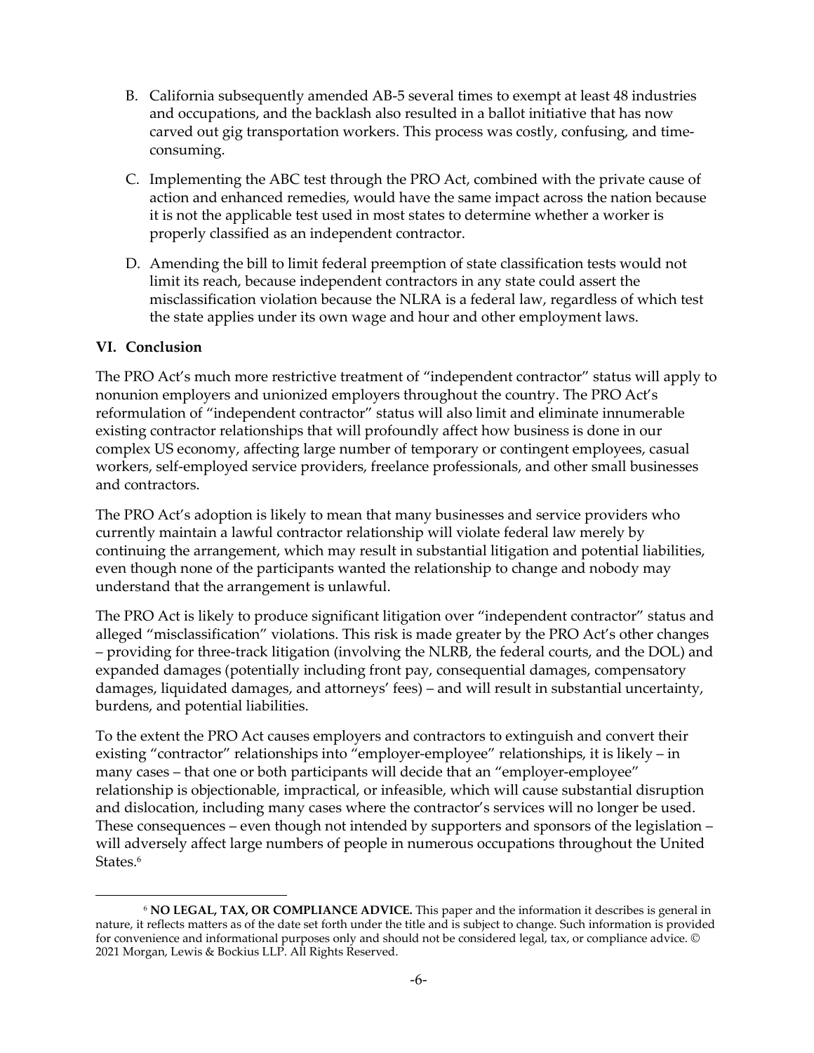B. California subsequently amended AB-5 several times to exempt at least 48 industries and occupations, and the backlash also resulted in a ballot initiative that has now carved out gig transportation workers. This process was costly, confusing, and time-consuming.

C. Implementing the ABC test through the PRO Act, combined with the private cause of action and enhanced remedies, would have the same impact across the nation because it is not the applicable test used in most states to determine whether a worker is properly classified as an independent contractor.

D. Amending the bill to limit federal preemption of state classification tests would not limit its reach, because independent contractors in any state could assert the misclassification violation because the NLRA is a federal law, regardless of which test the state applies under its own wage and hour and other employment laws.

## VI. Conclusion

The PRO Act's much more restrictive treatment of "independent contractor" status will apply to nonunion employers and unionized employers throughout the country. The PRO Act's reformulation of "independent contractor" status will also limit and eliminate innumerable existing contractor relationships that will profoundly affect how business is done in our complex US economy, affecting large number of temporary or contingent employees, casual workers, self-employed service providers, freelance professionals, and other small businesses and contractors.

The PRO Act's adoption is likely to mean that many businesses and service providers who currently maintain a lawful contractor relationship will violate federal law merely by continuing the arrangement, which may result in substantial litigation and potential liabilities, even though none of the participants wanted the relationship to change and nobody may understand that the arrangement is unlawful.

The PRO Act is likely to produce significant litigation over "independent contractor" status and alleged "misclassification" violations. This risk is made greater by the PRO Act's other changes – providing for three-track litigation (involving the NLRB, the federal courts, and the DOL) and expanded damages (potentially including front pay, consequential damages, compensatory damages, liquidated damages, and attorneys' fees) – and will result in substantial uncertainty, burdens, and potential liabilities.

To the extent the PRO Act causes employers and contractors to extinguish and convert their existing "contractor" relationships into "employer-employee" relationships, it is likely – in many cases – that one or both participants will decide that an "employer-employee" relationship is objectionable, impractical, or infeasible, which will cause substantial disruption and dislocation, including many cases where the contractor's services will no longer be used. These consequences – even though not intended by supporters and sponsors of the legislation – will adversely affect large numbers of people in numerous occupations throughout the United States.[6]

---

[6] **NO LEGAL, TAX, OR COMPLIANCE ADVICE.** This paper and the information it describes is general in nature, it reflects matters as of the date set forth under the title and is subject to change. Such information is provided for convenience and informational purposes only and should not be considered legal, tax, or compliance advice. © 2021 Morgan, Lewis & Bockius LLP. All Rights Reserved.